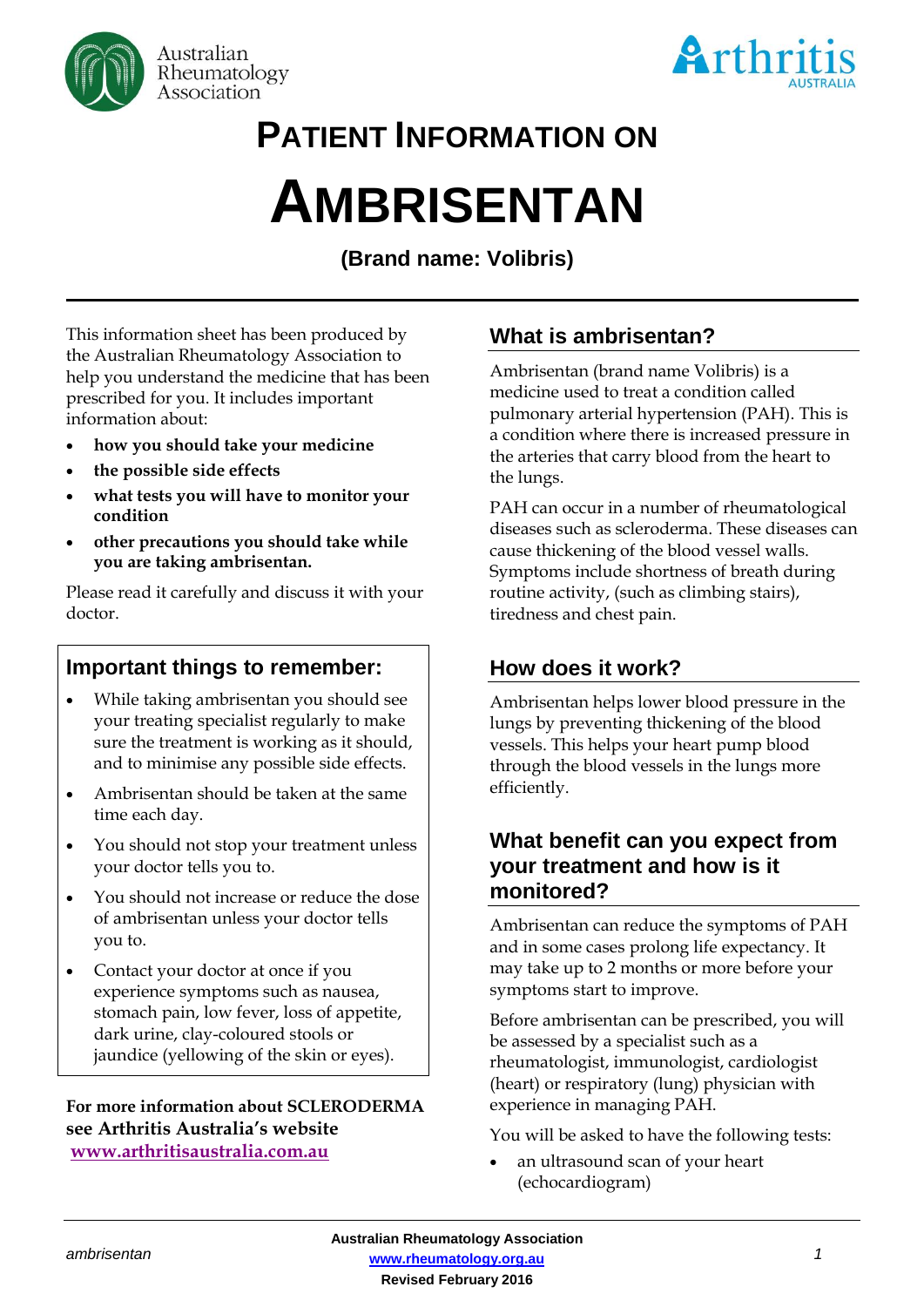# PATIENT INFORMATION ON

# AMBRISENTAN

**(Brand name: Volibris)**

This information sheet has been produced by the Australian Rheumatology Association to help you understand the medicine that has been prescribed for you. It includes important information about:

- **how you should take your medicine**
- **the possible side effects**
- **what tests you will have to monitor your condition**
- **other precautions you should take while you are taking ambrisentan.**

Please read it carefully and discuss it with your doctor.

## Important things to remember:

- While taking ambrisentan you should see your treating specialist regularly to make sure the treatment is working as it should, and to minimise any possible side effects.
- Ambrisentan should be taken at the same time each day.
- You should not stop your treatment unless your doctor tells you to.
- You should not increase or reduce the dose of ambrisentan unless your doctor tells you to.
- Contact your doctor at once if you experience symptoms such as nausea, stomach pain, low fever, loss of appetite, dark urine, clay-coloured stools or jaundice (yellowing of the skin or eyes).

**For more information about SCLERODERMA see Arthritis Australia's website [www.arthritisaustralia.com.au](http://www.arthritisaustralia.com.au)**

## What is ambrisentan?

Ambrisentan (brand name Volibris) is a medicine used to treat a condition called pulmonary arterial hypertension (PAH). This is a condition where there is increased pressure in the arteries that carry blood from the heart to the lungs.

PAH can occur in a number of rheumatological diseases such as scleroderma. These diseases can cause thickening of the blood vessel walls. Symptoms include shortness of breath during routine activity, (such as climbing stairs), tiredness and chest pain.

## How does it work?

Ambrisentan helps lower blood pressure in the lungs by preventing thickening of the blood vessels. This helps your heart pump blood through the blood vessels in the lungs more efficiently.

## What benefit can you expect from your treatment and how is it monitored?

Ambrisentan can reduce the symptoms of PAH and in some cases prolong life expectancy. It may take up to 2 months or more before your symptoms start to improve.

Before ambrisentan can be prescribed, you will be assessed by a specialist such as a rheumatologist, immunologist, cardiologist (heart) or respiratory (lung) physician with experience in managing PAH.

You will be asked to have the following tests:

- an ultrasound scan of your heart (echocardiogram)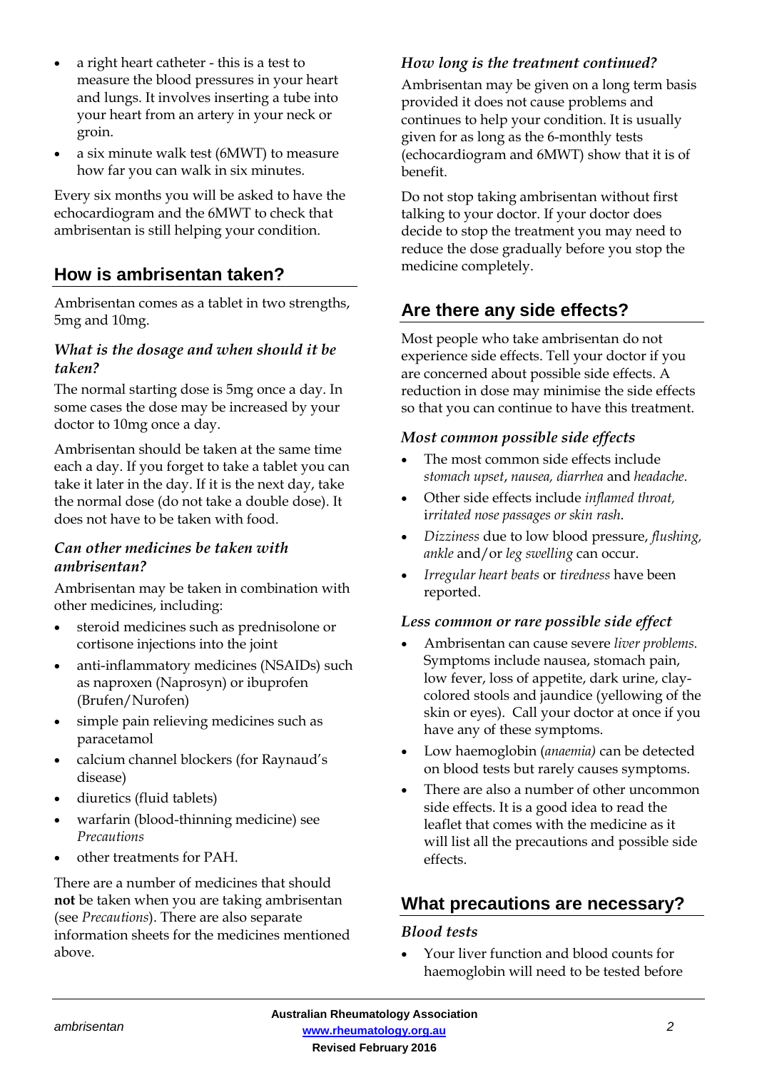- a right heart catheter - this is a test to measure the blood pressures in your heart and lungs. It involves inserting a tube into your heart from an artery in your neck or groin.
- a six minute walk test (6MWT) to measure how far you can walk in six minutes.

Every six months you will be asked to have the echocardiogram and the 6MWT to check that ambrisentan is still helping your condition.

## How is ambrisentan taken?

Ambrisentan comes as a tablet in two strengths, 5mg and 10mg.

### *What is the dosage and when should it be taken?*

The normal starting dose is 5mg once a day. In some cases the dose may be increased by your doctor to 10mg once a day.

Ambrisentan should be taken at the same time each a day. If you forget to take a tablet you can take it later in the day. If it is the next day, take the normal dose (do not take a double dose). It does not have to be taken with food.

### *Can other medicines be taken with ambrisentan?*

Ambrisentan may be taken in combination with other medicines, including:

- steroid medicines such as prednisolone or cortisone injections into the joint
- anti-inflammatory medicines (NSAIDs) such as naproxen (Naprosyn) or ibuprofen (Brufen/Nurofen)
- simple pain relieving medicines such as paracetamol
- calcium channel blockers (for Raynaud's disease)
- diuretics (fluid tablets)
- warfarin (blood-thinning medicine) see *Precautions*
- other treatments for PAH.

There are a number of medicines that should **not** be taken when you are taking ambrisentan (see *Precautions*). There are also separate information sheets for the medicines mentioned above.

### *How long is the treatment continued?*

Ambrisentan may be given on a long term basis provided it does not cause problems and continues to help your condition. It is usually given for as long as the 6-monthly tests (echocardiogram and 6MWT) show that it is of benefit.

Do not stop taking ambrisentan without first talking to your doctor. If your doctor does decide to stop the treatment you may need to reduce the dose gradually before you stop the medicine completely.

## Are there any side effects?

Most people who take ambrisentan do not experience side effects. Tell your doctor if you are concerned about possible side effects. A reduction in dose may minimise the side effects so that you can continue to have this treatment.

### *Most common possible side effects*

- The most common side effects include *stomach upset*, *nausea, diarrhea* and *headache*.
- Other side effects include *inflamed throat,* i*rritated nose passages or skin rash*.
- *Dizziness* due to low blood pressure, *flushing, ankle* and/or *leg swelling* can occur.
- *Irregular heart beats* or *tiredness* have been reported.

### *Less common or rare possible side effect*

- Ambrisentan can cause severe *liver problems.* Symptoms include nausea, stomach pain, low fever, loss of appetite, dark urine, clay-colored stools and jaundice (yellowing of the skin or eyes). Call your doctor at once if you have any of these symptoms.
- Low haemoglobin (*anaemia)* can be detected on blood tests but rarely causes symptoms.
- There are also a number of other uncommon side effects. It is a good idea to read the leaflet that comes with the medicine as it will list all the precautions and possible side effects.

## What precautions are necessary?

### *Blood tests*

- Your liver function and blood counts for haemoglobin will need to be tested before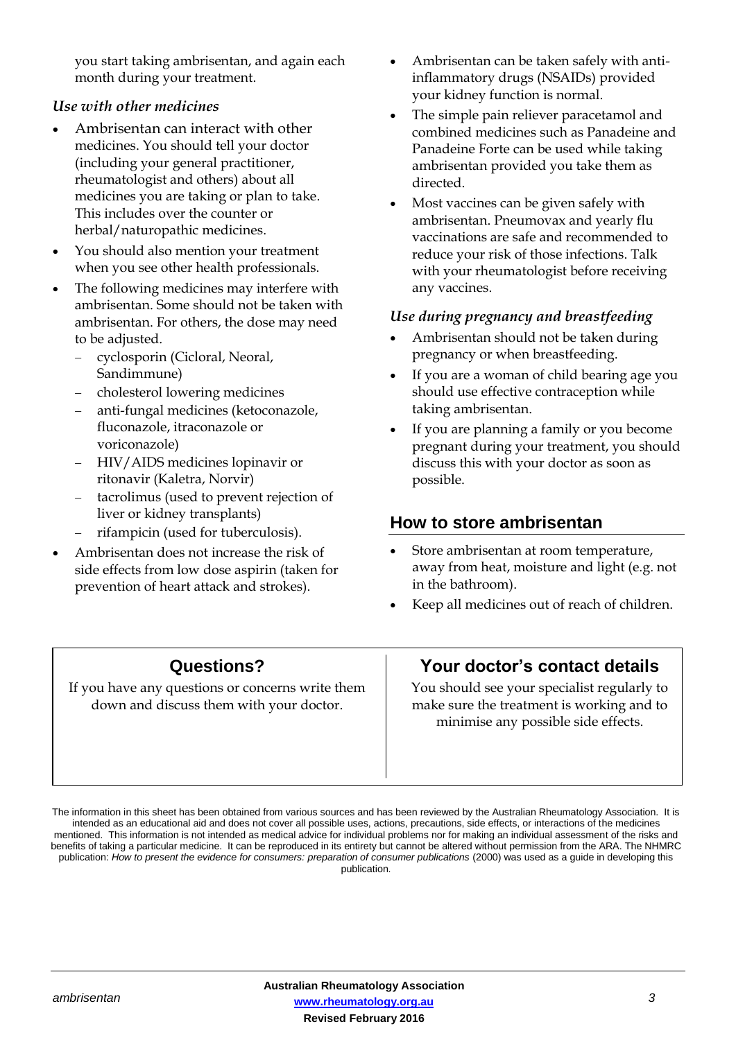you start taking ambrisentan, and again each month during your treatment.

### *Use with other medicines*

- Ambrisentan can interact with other medicines. You should tell your doctor (including your general practitioner, rheumatologist and others) about all medicines you are taking or plan to take. This includes over the counter or herbal/naturopathic medicines.
- You should also mention your treatment when you see other health professionals.
- The following medicines may interfere with ambrisentan. Some should not be taken with ambrisentan. For others, the dose may need to be adjusted.
  - cyclosporin (Cicloral, Neoral, Sandimmune)
  - cholesterol lowering medicines
  - anti-fungal medicines (ketoconazole, fluconazole, itraconazole or voriconazole)
  - HIV/AIDS medicines lopinavir or ritonavir (Kaletra, Norvir)
  - tacrolimus (used to prevent rejection of liver or kidney transplants)
  - rifampicin (used for tuberculosis).
- Ambrisentan does not increase the risk of side effects from low dose aspirin (taken for prevention of heart attack and strokes).
- Ambrisentan can be taken safely with anti-inflammatory drugs (NSAIDs) provided your kidney function is normal.
- The simple pain reliever paracetamol and combined medicines such as Panadeine and Panadeine Forte can be used while taking ambrisentan provided you take them as directed.
- Most vaccines can be given safely with ambrisentan. Pneumovax and yearly flu vaccinations are safe and recommended to reduce your risk of those infections. Talk with your rheumatologist before receiving any vaccines.

### *Use during pregnancy and breastfeeding*

- Ambrisentan should not be taken during pregnancy or when breastfeeding.
- If you are a woman of child bearing age you should use effective contraception while taking ambrisentan.
- If you are planning a family or you become pregnant during your treatment, you should discuss this with your doctor as soon as possible.

## How to store ambrisentan

- Store ambrisentan at room temperature, away from heat, moisture and light (e.g. not in the bathroom).
- Keep all medicines out of reach of children.

## Questions?

If you have any questions or concerns write them down and discuss them with your doctor.

## Your doctor's contact details

You should see your specialist regularly to make sure the treatment is working and to minimise any possible side effects.

The information in this sheet has been obtained from various sources and has been reviewed by the Australian Rheumatology Association. It is intended as an educational aid and does not cover all possible uses, actions, precautions, side effects, or interactions of the medicines mentioned. This information is not intended as medical advice for individual problems nor for making an individual assessment of the risks and benefits of taking a particular medicine. It can be reproduced in its entirety but cannot be altered without permission from the ARA. The NHMRC publication: *How to present the evidence for consumers: preparation of consumer publications* (2000) was used as a guide in developing this publication.

**Australian Rheumatology Association**
**www.rheumatology.org.au**
**Revised February 2016**